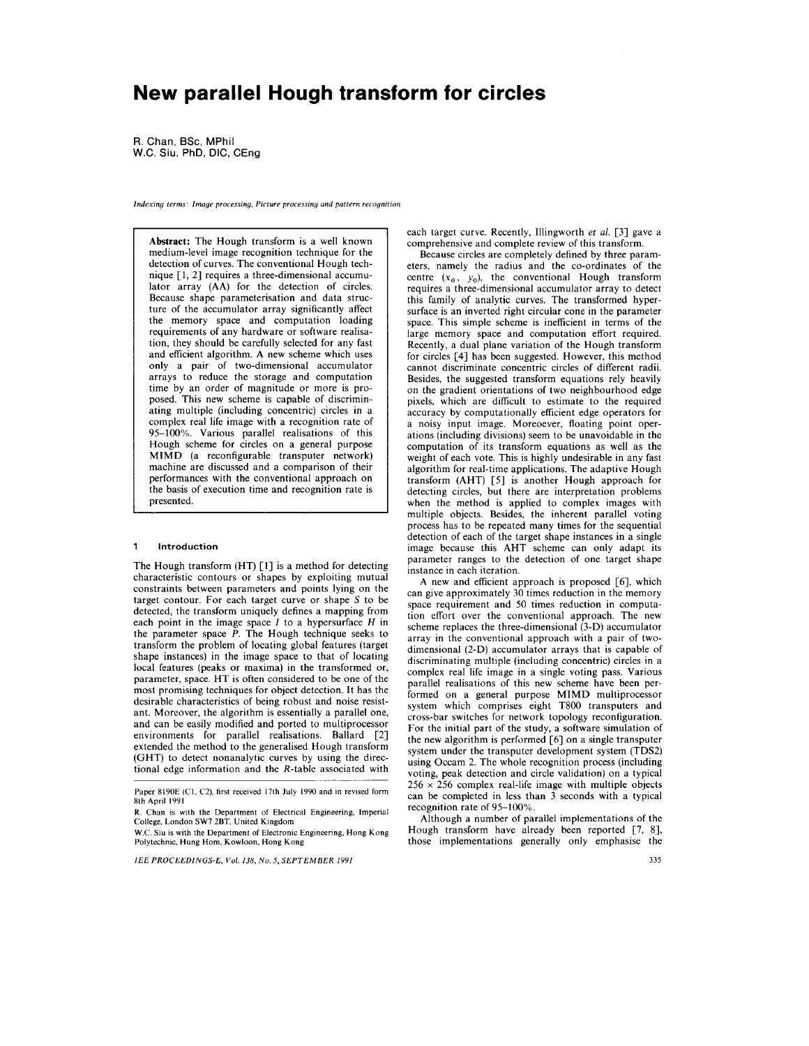# New parallel Hough transform for circles

R. Chan, BSc, MPhil
W.C. Siu, PhD, DIC, CEng

*Indexing terms: Image processing, Picture processing and pattern recognition*

**Abstract:** The Hough transform is a well known medium-level image recognition technique for the detection of curves. The conventional Hough technique [1, 2] requires a three-dimensional accumulator array (AA) for the detection of circles. Because shape parameterisation and data structure of the accumulator array significantly affect the memory space and computation loading requirements of any hardware or software realisation, they should be carefully selected for any fast and efficient algorithm. A new scheme which uses only a pair of two-dimensional accumulator arrays to reduce the storage and computation time by an order of magnitude or more is proposed. This new scheme is capable of discriminating multiple (including concentric) circles in a complex real life image with a recognition rate of 95–100%. Various parallel realisations of this Hough scheme for circles on a general purpose MIMD (a reconfigurable transputer network) machine are discussed and a comparison of their performances with the conventional approach on the basis of execution time and recognition rate is presented.

## 1 Introduction

The Hough transform (HT) [1] is a method for detecting characteristic contours or shapes by exploiting mutual constraints between parameters and points lying on the target contour. For each target curve or shape $S$ to be detected, the transform uniquely defines a mapping from each point in the image space $I$ to a hypersurface $H$ in the parameter space $P$. The Hough technique seeks to transform the problem of locating global features (target shape instances) in the image space to that of locating local features (peaks or maxima) in the transformed or, parameter, space. HT is often considered to be one of the most promising techniques for object detection. It has the desirable characteristics of being robust and noise resistant. Moreover, the algorithm is essentially a parallel one, and can be easily modified and ported to multiprocessor environments for parallel realisations. Ballard [2] extended the method to the generalised Hough transform (GHT) to detect nonanalytic curves by using the directional edge information and the $R$-table associated with each target curve. Recently, Illingworth *et al.* [3] gave a comprehensive and complete review of this transform.

Because circles are completely defined by three parameters, namely the radius and the co-ordinates of the centre $(x_0, y_0)$, the conventional Hough transform requires a three-dimensional accumulator array to detect this family of analytic curves. The transformed hypersurface is an inverted right circular cone in the parameter space. This simple scheme is inefficient in terms of the large memory space and computation effort required. Recently, a dual plane variation of the Hough transform for circles [4] has been suggested. However, this method cannot discriminate concentric circles of different radii. Besides, the suggested transform equations rely heavily on the gradient orientations of two neighbourhood edge pixels, which are difficult to estimate to the required accuracy by computationally efficient edge operators for a noisy input image. Moreoever, floating point operations (including divisions) seem to be unavoidable in the computation of its transform equations as well as the weight of each vote. This is highly undesirable in any fast algorithm for real-time applications. The adaptive Hough transform (AHT) [5] is another Hough approach for detecting circles, but there are interpretation problems when the method is applied to complex images with multiple objects. Besides, the inherent parallel voting process has to be repeated many times for the sequential detection of each of the target shape instances in a single image because this AHT scheme can only adapt its parameter ranges to the detection of one target shape instance in each iteration.

A new and efficient approach is proposed [6], which can give approximately 30 times reduction in the memory space requirement and 50 times reduction in computation effort over the conventional approach. The new scheme replaces the three-dimensional (3-D) accumulator array in the conventional approach with a pair of two-dimensional (2-D) accumulator arrays that is capable of discriminating multiple (including concentric) circles in a complex real life image in a single voting pass. Various parallel realisations of this new scheme have been performed on a general purpose MIMD multiprocessor system which comprises eight T800 transputers and cross-bar switches for network topology reconfiguration. For the initial part of the study, a software simulation of the new algorithm is performed [6] on a single transputer system under the transputer development system (TDS2) using Occam 2. The whole recognition process (including voting, peak detection and circle validation) on a typical $256 \times 256$ complex real-life image with multiple objects can be completed in less than 3 seconds with a typical recognition rate of 95–100%.

Although a number of parallel implementations of the Hough transform have already been reported [7, 8], those implementations generally only emphasise the

Paper 8190E (C1, C2), first received 17th July 1990 and in revised form 8th April 1991

R. Chan is with the Department of Electrical Engineering, Imperial College, London SW7 2BT, United Kingdom

W.C. Siu is with the Department of Electronic Engineering, Hong Kong Polytechnic, Hung Hom, Kowloon, Hong Kong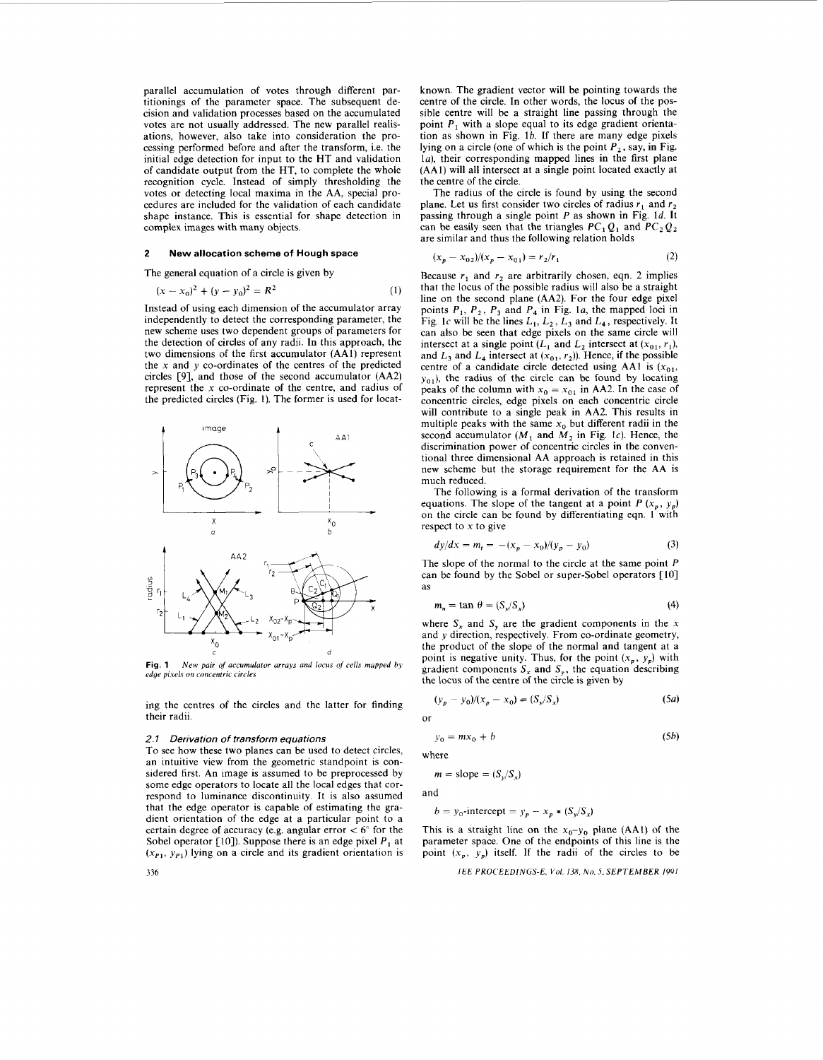parallel accumulation of votes through different partitionings of the parameter space. The subsequent decision and validation processes based on the accumulated votes are not usually addressed. The new parallel realisations, however, also take into consideration the processing performed before and after the transform, i.e. the initial edge detection for input to the HT and validation of candidate output from the HT, to complete the whole recognition cycle. Instead of simply thresholding the votes or detecting local maxima in the AA, special procedures are included for the validation of each candidate shape instance. This is essential for shape detection in complex images with many objects.

## 2 New allocation scheme of Hough space

The general equation of a circle is given by

$$(x - x_0)^2 + (y - y_0)^2 = R^2 \tag{1}$$

Instead of using each dimension of the accumulator array independently to detect the corresponding parameter, the new scheme uses two dependent groups of parameters for the detection of circles of any radii. In this approach, the two dimensions of the first accumulator (AA1) represent the $x$ and $y$ co-ordinates of the centres of the predicted circles [9], and those of the second accumulator (AA2) represent the $x$ co-ordinate of the centre, and radius of the predicted circles (Fig. 1). The former is used for locating the centres of the circles and the latter for finding their radii.

**Fig. 1** *New pair of accumulator arrays and locus of cells mapped by edge pixels on concentric circles*

### 2.1 Derivation of transform equations

To see how these two planes can be used to detect circles, an intuitive view from the geometric standpoint is considered first. An image is assumed to be preprocessed by some edge operators to locate all the local edges that correspond to luminance discontinuity. It is also assumed that the edge operator is capable of estimating the gradient orientation of the edge at a particular point to a certain degree of accuracy (e.g. angular error $< 6°$ for the Sobel operator [10]). Suppose there is an edge pixel $P_1$ at $(x_{P1}, y_{P1})$ lying on a circle and its gradient orientation is known. The gradient vector will be pointing towards the centre of the circle. In other words, the locus of the possible centre will be a straight line passing through the point $P_1$ with a slope equal to its edge gradient orientation as shown in Fig. 1*b*. If there are many edge pixels lying on a circle (one of which is the point $P_2$, say, in Fig. 1*a*), their corresponding mapped lines in the first plane (AA1) will all intersect at a single point located exactly at the centre of the circle.

The radius of the circle is found by using the second plane. Let us first consider two circles of radius $r_1$ and $r_2$ passing through a single point $P$ as shown in Fig. 1*d*. It can be easily seen that the triangles $PC_1Q_1$ and $PC_2Q_2$ are similar and thus the following relation holds

$$(x_p - x_{02})/(x_p - x_{01}) = r_2/r_1 \tag{2}$$

Because $r_1$ and $r_2$ are arbitrarily chosen, eqn. 2 implies that the locus of the possible radius will also be a straight line on the second plane (AA2). For the four edge pixel points $P_1$, $P_2$, $P_3$ and $P_4$ in Fig. 1*a*, the mapped loci in Fig. 1*c* will be the lines $L_1$, $L_2$, $L_3$ and $L_4$, respectively. It can also be seen that edge pixels on the same circle will intersect at a single point ($L_1$ and $L_2$ intersect at $(x_{01}, r_1)$, and $L_3$ and $L_4$ intersect at $(x_{01}, r_2)$). Hence, if the possible centre of a candidate circle detected using AA1 is $(x_{01}, y_{01})$, the radius of the circle can be found by locating peaks of the column with $x_0 = x_{01}$ in AA2. In the case of concentric circles, edge pixels on each concentric circle will contribute to a single peak in AA2. This results in multiple peaks with the same $x_0$ but different radii in the second accumulator ($M_1$ and $M_2$ in Fig. 1*c*). Hence, the discrimination power of concentric circles in the conventional three dimensional AA approach is retained in this new scheme but the storage requirement for the AA is much reduced.

The following is a formal derivation of the transform equations. The slope of the tangent at a point $P$ $(x_p, y_p)$ on the circle can be found by differentiating eqn. 1 with respect to $x$ to give

$$dy/dx = m_t = -(x_p - x_0)/(y_p - y_0) \tag{3}$$

The slope of the normal to the circle at the same point $P$ can be found by the Sobel or super-Sobel operators [10] as

$$m_n = \tan\theta = (S_y/S_x) \tag{4}$$

where $S_x$ and $S_y$ are the gradient components in the $x$ and $y$ direction, respectively. From co-ordinate geometry, the product of the slope of the normal and tangent at a point is negative unity. Thus, for the point $(x_p, y_p)$ with gradient components $S_x$ and $S_y$, the equation describing the locus of the centre of the circle is given by

$$(y_p - y_0)/(x_p - x_0) = (S_y/S_x) \tag{5a}$$

or

$$y_0 = mx_0 + b \tag{5b}$$

where

$$m = \text{slope} = (S_y/S_x)$$

and

$$b = y_0\text{-intercept} = y_p - x_p * (S_y/S_x)$$

This is a straight line on the $x_0$–$y_0$ plane (AA1) of the parameter space. One of the endpoints of this line is the point $(x_p, y_p)$ itself. If the radii of the circles to be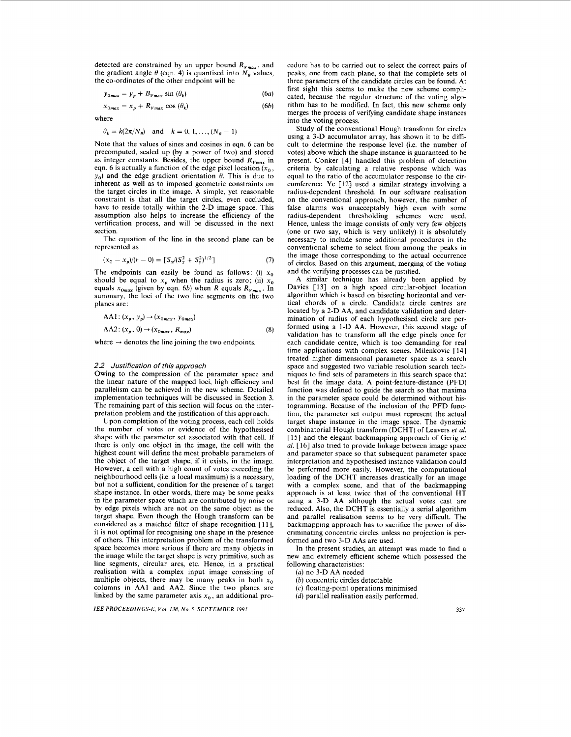detected are constrained by an upper bound $R_{Vmax}$, and the gradient angle $\theta$ (eqn. 4) is quantised into $N_\theta$ values, the co-ordinates of the other endpoint will be

$$y_{0max} = y_p + B_{Vmax} \sin(\theta_k) \tag{6a}$$

$$x_{0max} = x_p + R_{Vmax} \cos(\theta_k) \tag{6b}$$

where

$$\theta_k = k(2\pi/N_\theta) \quad \text{and} \quad k = 0, 1, \ldots, (N_\theta - 1)$$

Note that the values of sines and cosines in eqn. 6 can be precomputed, scaled up (by a power of two) and stored as integer constants. Besides, the upper bound $R_{Vmax}$ in eqn. 6 is actually a function of the edge pixel location $(x_0, y_0)$ and the edge gradient orientation $\theta$. This is due to inherent as well as to imposed geometric constraints on the target circles in the image. A simple, yet reasonable constraint is that all the target circles, even occluded, have to reside totally within the 2-D image space. This assumption also helps to increase the efficiency of the vertification process, and will be discussed in the next section.

The equation of the line in the second plane can be represented as

$$(x_0 - x_p)/(r - 0) = [S_x/(S_x^2 + S_y^2)^{1/2}] \tag{7}$$

The endpoints can easily be found as follows: (i) $x_0$ should be equal to $x_p$ when the radius is zero; (ii) $x_0$ equals $x_{0max}$ (given by eqn. 6b) when $R$ equals $R_{Vmax}$. In summary, the loci of the two line segments on the two planes are:

$$\text{AA1}: (x_p, y_p) \rightarrow (x_{0max}, y_{0max})$$

$$\text{AA2}: (x_p, 0) \rightarrow (x_{0max}, R_{max}) \tag{8}$$

where $\rightarrow$ denotes the line joining the two endpoints.

### 2.2 Justification of this approach

Owing to the compression of the parameter space and the linear nature of the mapped loci, high efficiency and parallelism can be achieved in the new scheme. Detailed implementation techniques will be discussed in Section 3. The remaining part of this section will focus on the interpretation problem and the justification of this approach.

Upon completion of the voting process, each cell holds the number of votes or evidence of the hypothesised shape with the parameter set associated with that cell. If there is only one object in the image, the cell with the highest count will define the most probable parameters of the object of the target shape, if it exists, in the image. However, a cell with a high count of votes exceeding the neighbourhood cells (i.e. a local maximum) is a necessary, but not a sufficient, condition for the presence of a target shape instance. In other words, there may be some peaks in the parameter space which are contributed by noise or by edge pixels which are not on the same object as the target shape. Even though the Hough transform can be considered as a matched filter of shape recognition [11], it is not optimal for recognising one shape in the presence of others. This interpretation problem of the transformed space becomes more serious if there are many objects in the image while the target shape is very primitive, such as line segments, circular arcs, etc. Hence, in a practical realisation with a complex input image consisting of multiple objects, there may be many peaks in both $x_0$ columns in AA1 and AA2. Since the two planes are linked by the same parameter axis $x_0$, an additional procedure has to be carried out to select the correct pairs of peaks, one from each plane, so that the complete sets of three parameters of the candidate circles can be found. At first sight this seems to make the new scheme complicated, because the regular structure of the voting algorithm has to be modified. In fact, this new scheme only merges the process of verifying candidate shape instances into the voting process.

Study of the conventional Hough transform for circles using a 3-D accumulator array, has shown it to be difficult to determine the response level (i.e. the number of votes) above which the shape instance is guaranteed to be present. Conker [4] handled this problem of detection criteria by calculating a relative response which was equal to the ratio of the accumulator response to the circumference. Ye [12] used a similar strategy involving a radius-dependent threshold. In our software realisation on the conventional approach, however, the number of false alarms was unacceptably high even with some radius-dependent thresholding schemes were used. Hence, unless the image consists of only very few objects (one or two say, which is very unlikely) it is absolutely necessary to include some additional procedures in the conventional scheme to select from among the peaks in the image those corresponding to the actual occurrence of circles. Based on this argument, merging of the voting and the verifying processes can be justified.

A similar technique has already been applied by Davies [13] on a high speed circular-object location algorithm which is based on bisecting horizontal and vertical chords of a circle. Candidate circle centres are located by a 2-D AA, and candidate validation and determination of radius of each hypothesised circle are performed using a 1-D AA. However, this second stage of validation has to transform all the edge pixels once for each candidate centre, which is too demanding for real time applications with complex scenes. Milenkovic [14] treated higher dimensional parameter space as a search space and suggested two variable resolution search techniques to find sets of parameters in this search space that best fit the image data. A point-feature-distance (PFD) function was defined to guide the search so that maxima in the parameter space could be determined without histogramming. Because of the inclusion of the PFD function, the parameter set output must represent the actual target shape instance in the image space. The dynamic combinatorial Hough transform (DCHT) of Leavers *et al.* [15] and the elegant backmapping approach of Gerig *et al.* [16] also tried to provide linkage between image space and parameter space so that subsequent parameter space interpretation and hypothesised instance validation could be performed more easily. However, the computational loading of the DCHT increases drastically for an image with a complex scene, and that of the backmapping approach is at least twice that of the conventional HT using a 3-D AA although the actual votes cast are reduced. Also, the DCHT is essentially a serial algorithm and parallel realisation seems to be very difficult. The backmapping approach has to sacrifice the power of discriminating concentric circles unless no projection is performed and two 3-D AAs are used.

In the present studies, an attempt was made to find a new and extremely efficient scheme which possessed the following characteristics:

(*a*) no 3-D AA needed
(*b*) concentric circles detectable
(*c*) floating-point operations minimised
(*d*) parallel realisation easily performed.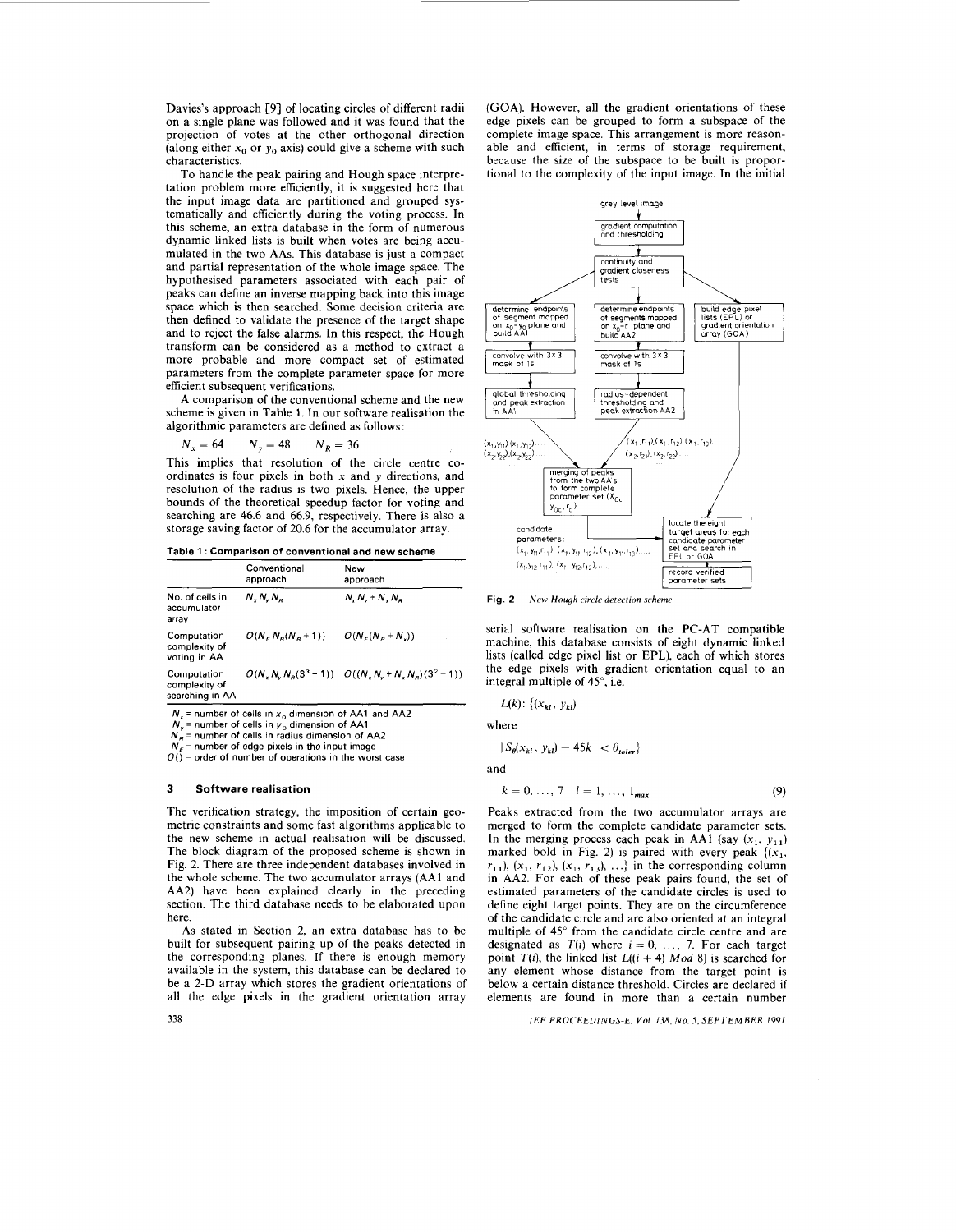Davies's approach [9] of locating circles of different radii on a single plane was followed and it was found that the projection of votes at the other orthogonal direction (along either $x_0$ or $y_0$ axis) could give a scheme with such characteristics.

To handle the peak pairing and Hough space interpretation problem more efficiently, it is suggested here that the input image data are partitioned and grouped systematically and efficiently during the voting process. In this scheme, an extra database in the form of numerous dynamic linked lists is built when votes are being accumulated in the two AAs. This database is just a compact and partial representation of the whole image space. The hypothesised parameters associated with each pair of peaks can define an inverse mapping back into this image space which is then searched. Some decision criteria are then defined to validate the presence of the target shape and to reject the false alarms. In this respect, the Hough transform can be considered as a method to extract a more probable and more compact set of estimated parameters from the complete parameter space for more efficient subsequent verifications.

A comparison of the conventional scheme and the new scheme is given in Table 1. In our software realisation the algorithmic parameters are defined as follows:

$$N_x = 64 \qquad N_y = 48 \qquad N_R = 36$$

This implies that resolution of the circle centre coordinates is four pixels in both x and y directions, and resolution of the radius is two pixels. Hence, the upper bounds of the theoretical speedup factor for voting and searching are 46.6 and 66.9, respectively. There is also a storage saving factor of 20.6 for the accumulator array.

**Table 1: Comparison of conventional and new scheme**

| | Conventional approach | New approach |
|---|---|---|
| No. of cells in accumulator array | $N_x N_y N_R$ | $N_x N_y + N_x N_R$ |
| Computation complexity of voting in AA | $O(N_E N_R(N_R + 1))$ | $O(N_E(N_R + N_x))$ |
| Computation complexity of searching in AA | $O(N_x N_y N_R(3^3 - 1))$ | $O((N_x N_y + N_x N_R)(3^2 - 1))$ |

$N_x$ = number of cells in $x_0$ dimension of AA1 and AA2
$N_y$ = number of cells in $y_0$ dimension of AA1
$N_R$ = number of cells in radius dimension of AA2
$N_E$ = number of edge pixels in the input image
$O()$ = order of number of operations in the worst case

## 3 Software realisation

The verification strategy, the imposition of certain geometric constraints and some fast algorithms applicable to the new scheme in actual realisation will be discussed. The block diagram of the proposed scheme is shown in Fig. 2. There are three independent databases involved in the whole scheme. The two accumulator arrays (AA1 and AA2) have been explained clearly in the preceding section. The third database needs to be elaborated upon here.

As stated in Section 2, an extra database has to be built for subsequent pairing up of the peaks detected in the corresponding planes. If there is enough memory available in the system, this database can be declared to be a 2-D array which stores the gradient orientations of all the edge pixels in the gradient orientation array (GOA). However, all the gradient orientations of these edge pixels can be grouped to form a subspace of the complete image space. This arrangement is more reasonable and efficient, in terms of storage requirement, because the size of the subspace to be built is proportional to the complexity of the input image. In the initial serial software realisation on the PC-AT compatible machine, this database consists of eight dynamic linked lists (called edge pixel list or EPL), each of which stores the edge pixels with gradient orientation equal to an integral multiple of 45°, i.e.

$$L(k): \{(x_{kl}, y_{kl})$$

where

$$|S_\theta(x_{kl}, y_{kl}) - 45k| < \theta_{toler}\}$$

and

$$k = 0, \ldots, 7 \quad l = 1, \ldots, l_{max} \tag{9}$$

**Fig. 2** *New Hough circle detection scheme*

Peaks extracted from the two accumulator arrays are merged to form the complete candidate parameter sets. In the merging process each peak in AA1 (say $(x_1, y_{11})$ marked bold in Fig. 2) is paired with every peak $\{(x_1, r_{11}), (x_1, r_{12}), (x_1, r_{13}), \ldots\}$ in the corresponding column in AA2. For each of these peak pairs found, the set of estimated parameters of the candidate circles is used to define eight target points. They are on the circumference of the candidate circle and are also oriented at an integral multiple of 45° from the candidate circle centre and are designated as $T(i)$ where $i = 0, \ldots, 7$. For each target point $T(i)$, the linked list $L((i + 4)\ Mod\ 8)$ is searched for any element whose distance from the target point is below a certain distance threshold. Circles are declared if elements are found in more than a certain number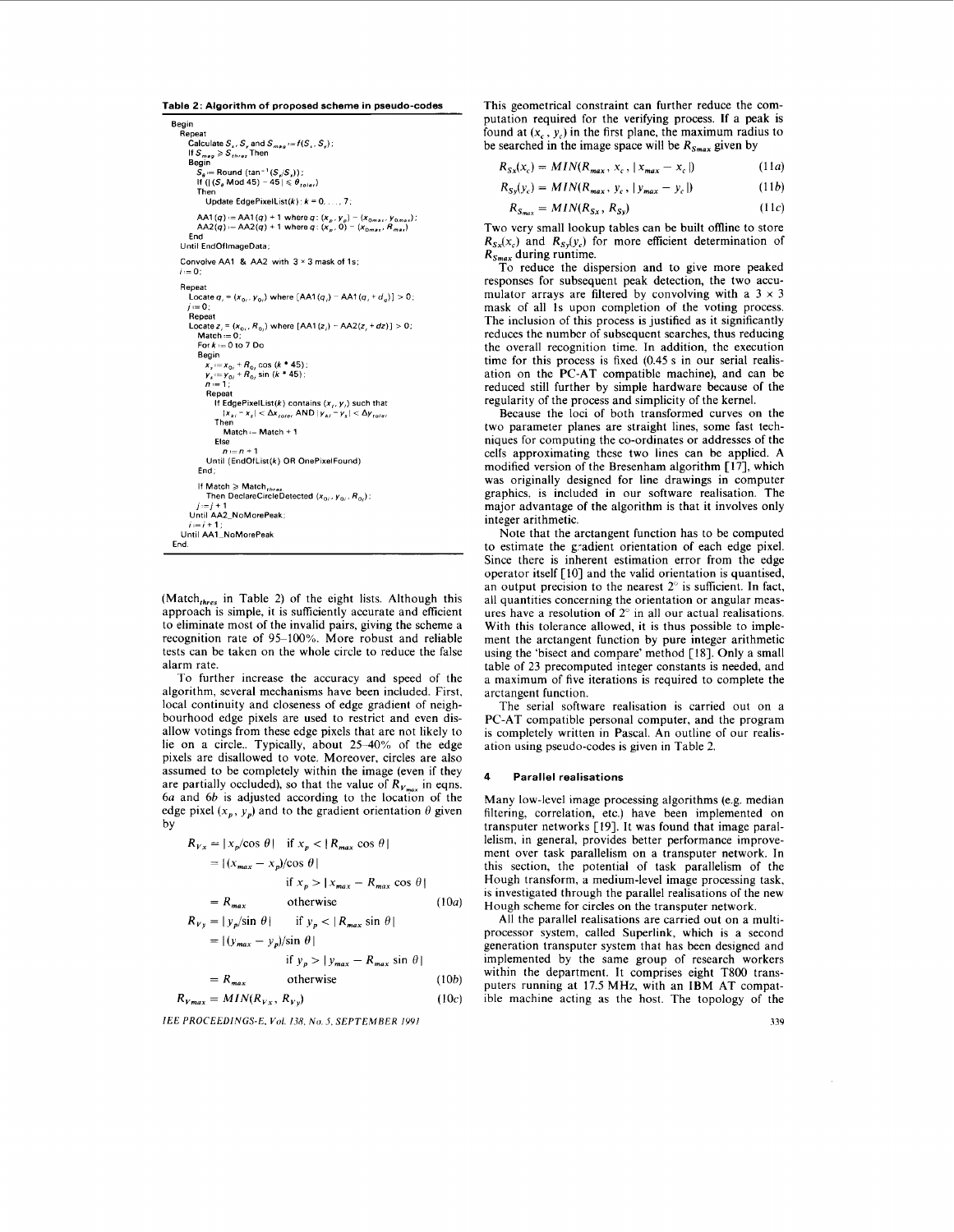**Table 2: Algorithm of proposed scheme in pseudo-codes**

```
Begin
  Repeat
    Calculate S_x, S_y and S_mag := f(S_x, S_y);
    If S_mag ≥ S_thres Then
    Begin
      S_θ := Round (tan^-1 (S_y/S_x));
      If (|(S_θ Mod 45) − 45| ≤ θ_toler)
      Then
        Update EdgePixelList(k): k = 0, ..., 7;

      AA1(q) := AA1(q) + 1 where q: (x_p, y_p) − (x_0max, y_0max);
      AA2(q) := AA2(q) + 1 where q: (x_p, 0) − (x_0max, R_max)
    End
  Until EndOfImageData;

  Convolve AA1 & AA2 with 3 × 3 mask of 1s;
  i := 0;

  Repeat
    Locate q_i = (x_0i, y_0i) where [AA1(q_i) − AA1(q_i + d_q)] > 0;
    j := 0;
    Repeat
      Locate z_j = (x_0i, R_0j) where [AA1(z_j) − AA2(z_j + dz)] > 0;
      Match := 0;
      For k := 0 to 7 Do
      Begin
        x_k := x_0i + R_0j cos (k * 45);
        y_k := y_0i + R_0j sin (k * 45);
        n := 1;
        Repeat
          If EdgePixelList(k) contains (x_l, y_l) such that
             |x_kl − x_l| < Δx_toler AND |y_kl − y_l| < Δy_toler
          Then
            Match := Match + 1
          Else
            n := n + 1
        Until (EndOfList(k) OR OnePixelFound)
      End;

      If Match ≥ Match_thres
        Then DeclareCircleDetected (x_0i, y_0i, R_0j);
      j := j + 1
    Until AA2_NoMorePeak;
    i := i + 1;
  Until AA1_NoMorePeak
End.
```

($\text{Match}_{thres}$ in Table 2) of the eight lists. Although this approach is simple, it is sufficiently accurate and efficient to eliminate most of the invalid pairs, giving the scheme a recognition rate of 95–100%. More robust and reliable tests can be taken on the whole circle to reduce the false alarm rate.

To further increase the accuracy and speed of the algorithm, several mechanisms have been included. First, local continuity and closeness of edge gradient of neighbourhood edge pixels are used to restrict and even disallow votings from these edge pixels that are not likely to lie on a circle. Typically, about 25–40% of the edge pixels are disallowed to vote. Moreover, circles are also assumed to be completely within the image (even if they are partially occluded), so that the value of $R_{V_{max}}$ in eqns. 6a and 6b is adjusted according to the location of the edge pixel $(x_p, y_p)$ and to the gradient orientation $\theta$ given by

$$
\begin{aligned}
R_{Vx} &= |x_p/\cos\theta| \quad \text{if } x_p < |R_{max}\cos\theta| \\
&= |(x_{max} - x_p)/\cos\theta| \\
&\qquad \text{if } x_p > |x_{max} - R_{max}\cos\theta| \\
&= R_{max} \qquad \text{otherwise}
\end{aligned} \tag{10a}
$$

$$
\begin{aligned}
R_{Vy} &= |y_p/\sin\theta| \quad \text{if } y_p < |R_{max}\sin\theta| \\
&= |(y_{max} - y_p)/\sin\theta| \\
&\qquad \text{if } y_p > |y_{max} - R_{max}\sin\theta| \\
&= R_{max} \qquad \text{otherwise}
\end{aligned} \tag{10b}
$$

$$R_{V_{max}} = MIN(R_{Vx}, R_{Vy}) \tag{10c}$$

This geometrical constraint can further reduce the computation required for the verifying process. If a peak is found at $(x_c, y_c)$ in the first plane, the maximum radius to be searched in the image space will be $R_{S_{max}}$ given by

$$R_{Sx}(x_c) = MIN(R_{max}, x_c, |x_{max} - x_c|) \tag{11a}$$

$$R_{Sy}(y_c) = MIN(R_{max}, y_c, |y_{max} - y_c|) \tag{11b}$$

$$R_{S_{max}} = MIN(R_{Sx}, R_{Sy}) \tag{11c}$$

Two very small lookup tables can be built offline to store $R_{Sx}(x_c)$ and $R_{Sy}(y_c)$ for more efficient determination of $R_{S_{max}}$ during runtime.

To reduce the dispersion and to give more peaked responses for subsequent peak detection, the two accumulator arrays are filtered by convolving with a 3 × 3 mask of all 1s upon completion of the voting process. The inclusion of this process is justified as it significantly reduces the number of subsequent searches, thus reducing the overall recognition time. In addition, the execution time for this process is fixed (0.45 s in our serial realisation on the PC-AT compatible machine), and can be reduced still further by simple hardware because of the regularity of the process and simplicity of the kernel.

Because the loci of both transformed curves on the two parameter planes are straight lines, some fast techniques for computing the co-ordinates or addresses of the cells approximating these two lines can be applied. A modified version of the Bresenham algorithm [17], which was originally designed for line drawings in computer graphics, is included in our software realisation. The major advantage of the algorithm is that it involves only integer arithmetic.

Note that the arctangent function has to be computed to estimate the gradient orientation of each edge pixel. Since there is inherent estimation error from the edge operator itself [10] and the valid orientation is quantised, an output precision to the nearest 2° is sufficient. In fact, all quantities concerning the orientation or angular measures have a resolution of 2° in all our actual realisations. With this tolerance allowed, it is thus possible to implement the arctangent function by pure integer arithmetic using the 'bisect and compare' method [18]. Only a small table of 23 precomputed integer constants is needed, and a maximum of five iterations is required to complete the arctangent function.

The serial software realisation is carried out on a PC-AT compatible personal computer, and the program is completely written in Pascal. An outline of our realisation using pseudo-codes is given in Table 2.

## 4 Parallel realisations

Many low-level image processing algorithms (e.g. median filtering, correlation, etc.) have been implemented on transputer networks [19]. It was found that image parallelism, in general, provides better performance improvement over task parallelism on a transputer network. In this section, the potential of task parallelism of the Hough transform, a medium-level image processing task, is investigated through the parallel realisations of the new Hough scheme for circles on the transputer network.

All the parallel realisations are carried out on a multiprocessor system, called Superlink, which is a second generation transputer system that has been designed and implemented by the same group of research workers within the department. It comprises eight T800 transputers running at 17.5 MHz, with an IBM AT compatible machine acting as the host. The topology of the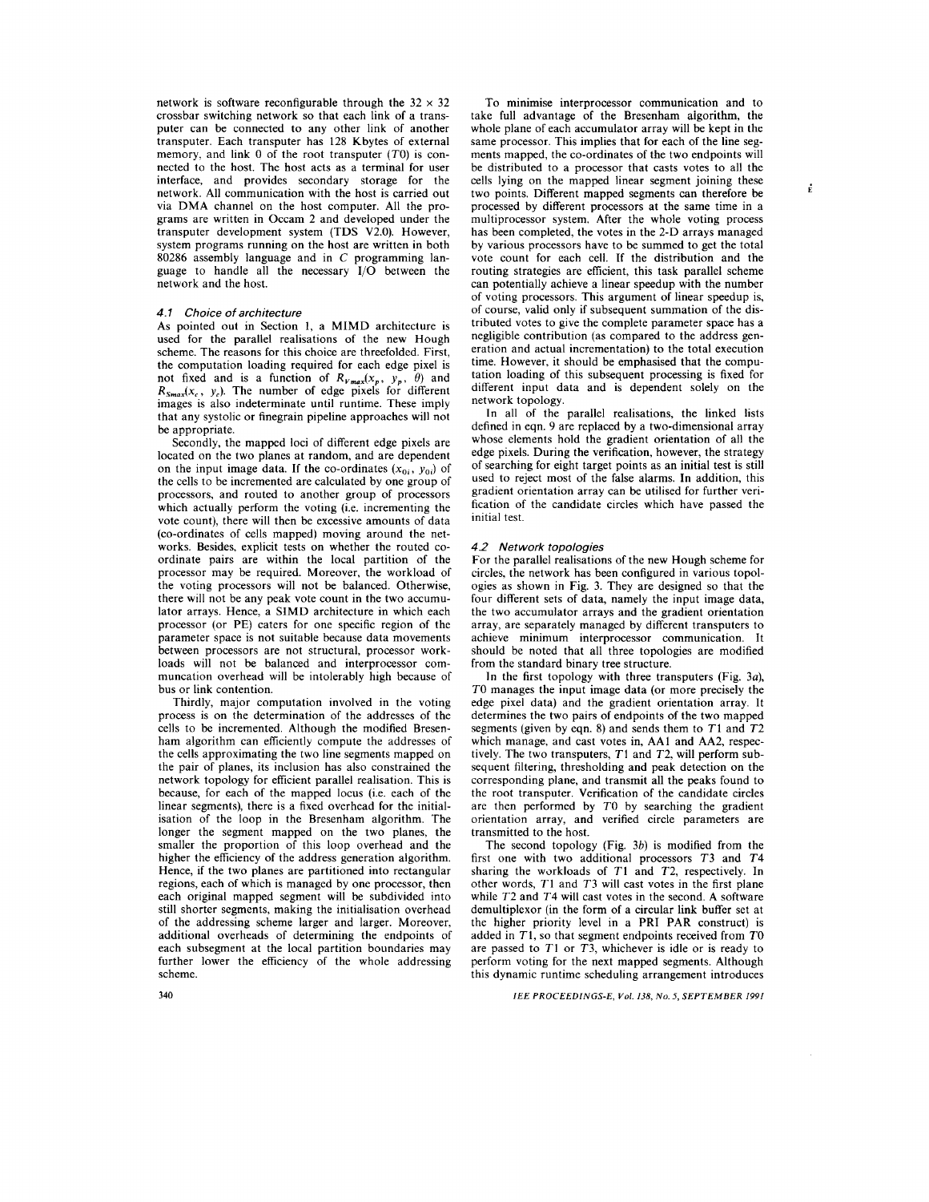network is software reconfigurable through the 32 × 32 crossbar switching network so that each link of a transputer can be connected to any other link of another transputer. Each transputer has 128 Kbytes of external memory, and link 0 of the root transputer ($T0$) is connected to the host. The host acts as a terminal for user interface, and provides secondary storage for the network. All communication with the host is carried out via DMA channel on the host computer. All the programs are written in Occam 2 and developed under the transputer development system (TDS V2.0). However, system programs running on the host are written in both 80286 assembly language and in C programming language to handle all the necessary I/O between the network and the host.

### *4.1 Choice of architecture*

As pointed out in Section 1, a MIMD architecture is used for the parallel realisations of the new Hough scheme. The reasons for this choice are threefolded. First, the computation loading required for each edge pixel is not fixed and is a function of $R_{Vmax}(x_p, y_p, \theta)$ and $R_{Smax}(x_c, y_c)$. The number of edge pixels for different images is also indeterminate until runtime. These imply that any systolic or finegrain pipeline approaches will not be appropriate.

Secondly, the mapped loci of different edge pixels are located on the two planes at random, and are dependent on the input image data. If the co-ordinates $(x_{0i}, y_{0i})$ of the cells to be incremented are calculated by one group of processors, and routed to another group of processors which actually perform the voting (i.e. incrementing the vote count), there will then be excessive amounts of data (co-ordinates of cells mapped) moving around the networks. Besides, explicit tests on whether the routed co-ordinate pairs are within the local partition of the processor may be required. Moreover, the workload of the voting processors will not be balanced. Otherwise, there will not be any peak vote count in the two accumulator arrays. Hence, a SIMD architecture in which each processor (or PE) caters for one specific region of the parameter space is not suitable because data movements between processors are not structural, processor workloads will not be balanced and interprocessor communcation overhead will be intolerably high because of bus or link contention.

Thirdly, major computation involved in the voting process is on the determination of the addresses of the cells to be incremented. Although the modified Bresenham algorithm can efficiently compute the addresses of the cells approximating the two line segments mapped on the pair of planes, its inclusion has also constrained the network topology for efficient parallel realisation. This is because, for each of the mapped locus (i.e. each of the linear segments), there is a fixed overhead for the initialisation of the loop in the Bresenham algorithm. The longer the segment mapped on the two planes, the smaller the proportion of this loop overhead and the higher the efficiency of the address generation algorithm. Hence, if the two planes are partitioned into rectangular regions, each of which is managed by one processor, then each original mapped segment will be subdivided into still shorter segments, making the initialisation overhead of the addressing scheme larger and larger. Moreover, additional overheads of determining the endpoints of each subsegment at the local partition boundaries may further lower the efficiency of the whole addressing scheme.

To minimise interprocessor communication and to take full advantage of the Bresenham algorithm, the whole plane of each accumulator array will be kept in the same processor. This implies that for each of the line segments mapped, the co-ordinates of the two endpoints will be distributed to a processor that casts votes to all the cells lying on the mapped linear segment joining these two points. Different mapped segments can therefore be processed by different processors at the same time in a multiprocessor system. After the whole voting process has been completed, the votes in the 2-D arrays managed by various processors have to be summed to get the total vote count for each cell. If the distribution and the routing strategies are efficient, this task parallel scheme can potentially achieve a linear speedup with the number of voting processors. This argument of linear speedup is, of course, valid only if subsequent summation of the distributed votes to give the complete parameter space has a negligible contribution (as compared to the address generation and actual incrementation) to the total execution time. However, it should be emphasised that the computation loading of this subsequent processing is fixed for different input data and is dependent solely on the network topology.

In all of the parallel realisations, the linked lists defined in eqn. 9 are replaced by a two-dimensional array whose elements hold the gradient orientation of all the edge pixels. During the verification, however, the strategy of searching for eight target points as an initial test is still used to reject most of the false alarms. In addition, this gradient orientation array can be utilised for further verification of the candidate circles which have passed the initial test.

### *4.2 Network topologies*

For the parallel realisations of the new Hough scheme for circles, the network has been configured in various topologies as shown in Fig. 3. They are designed so that the four different sets of data, namely the input image data, the two accumulator arrays and the gradient orientation array, are separately managed by different transputers to achieve minimum interprocessor communication. It should be noted that all three topologies are modified from the standard binary tree structure.

In the first topology with three transputers (Fig. 3*a*), $T0$ manages the input image data (or more precisely the edge pixel data) and the gradient orientation array. It determines the two pairs of endpoints of the two mapped segments (given by eqn. 8) and sends them to $T1$ and $T2$ which manage, and cast votes in, AA1 and AA2, respectively. The two transputers, $T1$ and $T2$, will perform subsequent filtering, thresholding and peak detection on the corresponding plane, and transmit all the peaks found to the root transputer. Verification of the candidate circles are then performed by $T0$ by searching the gradient orientation array, and verified circle parameters are transmitted to the host.

The second topology (Fig. 3*b*) is modified from the first one with two additional processors $T3$ and $T4$ sharing the workloads of $T1$ and $T2$, respectively. In other words, $T1$ and $T3$ will cast votes in the first plane while $T2$ and $T4$ will cast votes in the second. A software demultiplexor (in the form of a circular link buffer set at the higher priority level in a PRI PAR construct) is added in $T1$, so that segment endpoints received from $T0$ are passed to $T1$ or $T3$, whichever is idle or is ready to perform voting for the next mapped segments. Although this dynamic runtime scheduling arrangement introduces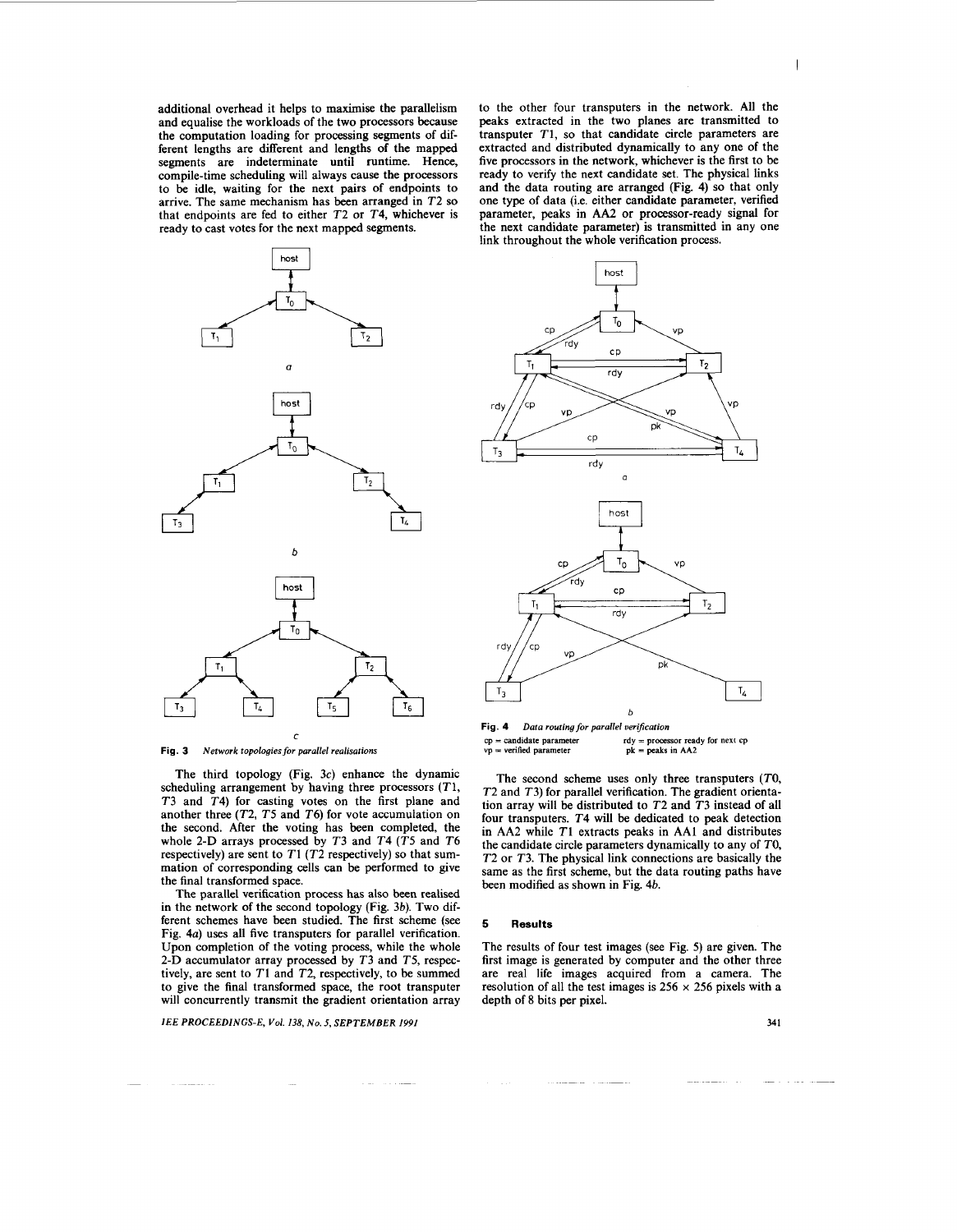additional overhead it helps to maximise the parallelism and equalise the workloads of the two processors because the computation loading for processing segments of different lengths are different and lengths of the mapped segments are indeterminate until runtime. Hence, compile-time scheduling will always cause the processors to be idle, waiting for the next pairs of endpoints to arrive. The same mechanism has been arranged in $T2$ so that endpoints are fed to either $T2$ or $T4$, whichever is ready to cast votes for the next mapped segments.

**Fig. 3** *Network topologies for parallel realisations*

The third topology (Fig. 3*c*) enhance the dynamic scheduling arrangement by having three processors ($T1$, $T3$ and $T4$) for casting votes on the first plane and another three ($T2$, $T5$ and $T6$) for vote accumulation on the second. After the voting has been completed, the whole 2-D arrays processed by $T3$ and $T4$ ($T5$ and $T6$ respectively) are sent to $T1$ ($T2$ respectively) so that summation of corresponding cells can be performed to give the final transformed space.

The parallel verification process has also been realised in the network of the second topology (Fig. 3*b*). Two different schemes have been studied. The first scheme (see Fig. 4*a*) uses all five transputers for parallel verification. Upon completion of the voting process, while the whole 2-D accumulator array processed by $T3$ and $T5$, respectively, are sent to $T1$ and $T2$, respectively, to be summed to give the final transformed space, the root transputer will concurrently transmit the gradient orientation array to the other four transputers in the network. All the peaks extracted in the two planes are transmitted to transputer $T1$, so that candidate circle parameters are extracted and distributed dynamically to any one of the five processors in the network, whichever is the first to be ready to verify the next candidate set. The physical links and the data routing are arranged (Fig. 4) so that only one type of data (i.e. either candidate parameter, verified parameter, peaks in AA2 or processor-ready signal for the next candidate parameter) is transmitted in any one link throughout the whole verification process.

**Fig. 4** *Data routing for parallel verification*
cp = candidate parameter
vp = verified parameter
rdy = processor ready for next cp
pk = peaks in AA2

The second scheme uses only three transputers ($T0$, $T2$ and $T3$) for parallel verification. The gradient orientation array will be distributed to $T2$ and $T3$ instead of all four transputers. $T4$ will be dedicated to peak detection in AA2 while $T1$ extracts peaks in AA1 and distributes the candidate circle parameters dynamically to any of $T0$, $T2$ or $T3$. The physical link connections are basically the same as the first scheme, but the data routing paths have been modified as shown in Fig. 4*b*.

## 5 Results

The results of four test images (see Fig. 5) are given. The first image is generated by computer and the other three are real life images acquired from a camera. The resolution of all the test images is $256 \times 256$ pixels with a depth of 8 bits per pixel.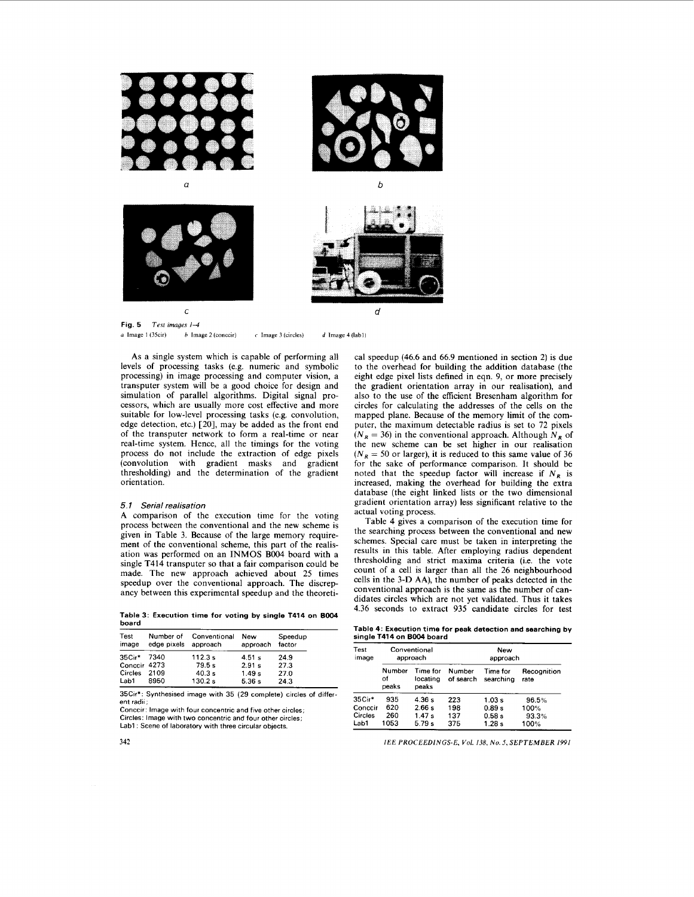Fig. 5 *Test images 1–4*
*a* Image 1 (35cir) *b* Image 2 (conccir) *c* Image 3 (circles) *d* Image 4 (lab1)

As a single system which is capable of performing all levels of processing tasks (e.g. numeric and symbolic processing) in image processing and computer vision, a transputer system will be a good choice for design and simulation of parallel algorithms. Digital signal processors, which are usually more cost effective and more suitable for low-level processing tasks (e.g. convolution, edge detection, etc.) [20], may be added as the front end of the transputer network to form a real-time or near real-time system. Hence, all the timings for the voting process do not include the extraction of edge pixels (convolution with gradient masks and gradient thresholding) and the determination of the gradient orientation.

### 5.1 Serial realisation

A comparison of the execution time for the voting process between the conventional and the new scheme is given in Table 3. Because of the large memory requirement of the conventional scheme, this part of the realisation was performed on an INMOS B004 board with a single T414 transputer so that a fair comparison could be made. The new approach achieved about 25 times speedup over the conventional approach. The discrepancy between this experimental speedup and the theoretical speedup (46.6 and 66.9 mentioned in section 2) is due to the overhead for building the addition database (the eight edge pixel lists defined in eqn. 9, or more precisely the gradient orientation array in our realisation), and also to the use of the efficient Bresenham algorithm for circles for calculating the addresses of the cells on the mapped plane. Because of the memory limit of the computer, the maximum detectable radius is set to 72 pixels ($N_R = 36$) in the conventional approach. Although $N_R$ of the new scheme can be set higher in our realisation ($N_R = 50$ or larger), it is reduced to this same value of 36 for the sake of performance comparison. It should be noted that the speedup factor will increase if $N_R$ is increased, making the overhead for building the extra database (the eight linked lists or the two dimensional gradient orientation array) less significant relative to the actual voting process.

**Table 3: Execution time for voting by single T414 on B004 board**

| Test image | Number of edge pixels | Conventional approach | New approach | Speedup factor |
|---|---|---|---|---|
| 35Cir* | 7340 | 112.3 s | 4.51 s | 24.9 |
| Conccir | 4273 | 79.5 s | 2.91 s | 27.3 |
| Circles | 2109 | 40.3 s | 1.49 s | 27.0 |
| Lab1 | 8950 | 130.2 s | 5.36 s | 24.3 |

35Cir*: Synthesised image with 35 (29 complete) circles of different radii;
Conccir: Image with four concentric and five other circles;
Circles: Image with two concentric and four other circles;
Lab1: Scene of laboratory with three circular objects.

Table 4 gives a comparison of the execution time for the searching process between the conventional and new schemes. Special care must be taken in interpreting the results in this table. After employing radius dependent thresholding and strict maxima criteria (i.e. the vote count of a cell is larger than all the 26 neighbourhood cells in the 3-D AA), the number of peaks detected in the conventional approach is the same as the number of candidates circles which are not yet validated. Thus it takes 4.36 seconds to extract 935 candidate circles for test

**Table 4: Execution time for peak detection and searching by single T414 on B004 board**

| Test image | Conventional approach | | New approach | | |
|---|---|---|---|---|---|
| | Number of peaks | Time for locating peaks | Number of search | Time for searching | Recognition rate |
| 35Cir* | 935 | 4.36 s | 223 | 1.03 s | 96.5% |
| Conccir | 620 | 2.66 s | 198 | 0.89 s | 100% |
| Circles | 260 | 1.47 s | 137 | 0.58 s | 93.3% |
| Lab1 | 1053 | 5.79 s | 375 | 1.28 s | 100% |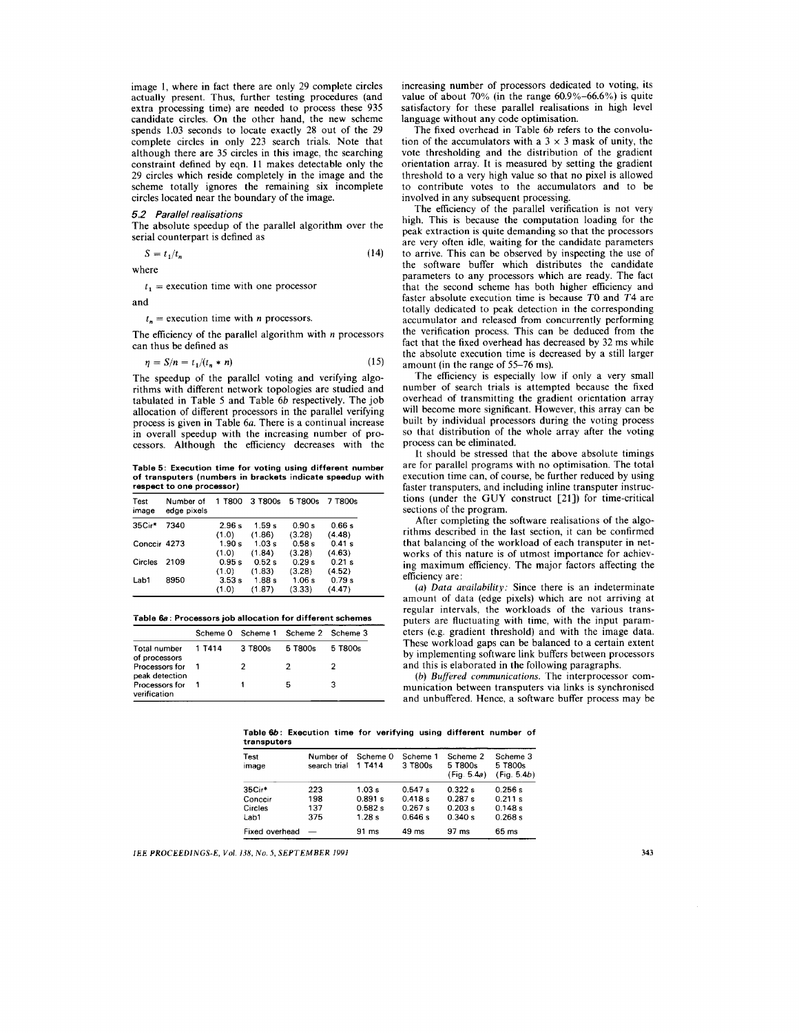image 1, where in fact there are only 29 complete circles actually present. Thus, further testing procedures (and extra processing time) are needed to process these 935 candidate circles. On the other hand, the new scheme spends 1.03 seconds to locate exactly 28 out of the 29 complete circles in only 223 search trials. Note that although there are 35 circles in this image, the searching constraint defined by eqn. 11 makes detectable only the 29 circles which reside completely in the image and the scheme totally ignores the remaining six incomplete circles located near the boundary of the image.

### 5.2 Parallel realisations

The absolute speedup of the parallel algorithm over the serial counterpart is defined as

$$S = t_1/t_n \tag{14}$$

where

$t_1$ = execution time with one processor

and

$t_n$ = execution time with $n$ processors.

The efficiency of the parallel algorithm with $n$ processors can thus be defined as

$$\eta = S/n = t_1/(t_n * n) \tag{15}$$

The speedup of the parallel voting and verifying algorithms with different network topologies are studied and tabulated in Table 5 and Table 6*b* respectively. The job allocation of different processors in the parallel verifying process is given in Table 6*a*. There is a continual increase in overall speedup with the increasing number of processors. Although the efficiency decreases with the increasing number of processors dedicated to voting, its value of about 70% (in the range 60.9%–66.6%) is quite satisfactory for these parallel realisations in high level language without any code optimisation.

**Table 5: Execution time for voting using different number of transputers (numbers in brackets indicate speedup with respect to one processor)**

| Test image | Number of edge pixels | 1 T800 | 3 T800s | 5 T800s | 7 T800s |
|---|---|---|---|---|---|
| 35Cir* | 7340 | 2.96 s (1.0) | 1.59 s (1.86) | 0.90 s (3.28) | 0.66 s (4.48) |
| Conccir | 4273 | 1.90 s (1.0) | 1.03 s (1.84) | 0.58 s (3.28) | 0.41 s (4.63) |
| Circles | 2109 | 0.95 s (1.0) | 0.52 s (1.83) | 0.29 s (3.28) | 0.21 s (4.52) |
| Lab1 | 8950 | 3.53 s (1.0) | 1.88 s (1.87) | 1.06 s (3.33) | 0.79 s (4.47) |

**Table 6a: Processors job allocation for different schemes**

| | Scheme 0 | Scheme 1 | Scheme 2 | Scheme 3 |
|---|---|---|---|---|
| Total number of processors | 1 T414 | 3 T800s | 5 T800s | 5 T800s |
| Processors for peak detection | 1 | 2 | 2 | 2 |
| Processors for verification | 1 | 1 | 5 | 3 |

The fixed overhead in Table 6*b* refers to the convolution of the accumulators with a 3 × 3 mask of unity, the vote thresholding and the distribution of the gradient orientation array. It is measured by setting the gradient threshold to a very high value so that no pixel is allowed to contribute votes to the accumulators and to be involved in any subsequent processing.

The efficiency of the parallel verification is not very high. This is because the computation loading for the peak extraction is quite demanding so that the processors are very often idle, waiting for the candidate parameters to arrive. This can be observed by inspecting the use of the software buffer which distributes the candidate parameters to any processors which are ready. The fact that the second scheme has both higher efficiency and faster absolute execution time is because $T0$ and $T4$ are totally dedicated to peak detection in the corresponding accumulator and released from concurrently performing the verification process. This can be deduced from the fact that the fixed overhead has decreased by 32 ms while the absolute execution time is decreased by a still larger amount (in the range of 55–76 ms).

The efficiency is especially low if only a very small number of search trials is attempted because the fixed overhead of transmitting the gradient orientation array will become more significant. However, this array can be built by individual processors during the voting process so that distribution of the whole array after the voting process can be eliminated.

It should be stressed that the above absolute timings are for parallel programs with no optimisation. The total execution time can, of course, be further reduced by using faster transputers, and including inline transputer instructions (under the GUY construct [21]) for time-critical sections of the program.

After completing the software realisations of the algorithms described in the last section, it can be confirmed that balancing of the workload of each transputer in networks of this nature is of utmost importance for achieving maximum efficiency. The major factors affecting the efficiency are:

(*a*) *Data availability:* Since there is an indeterminate amount of data (edge pixels) which are not arriving at regular intervals, the workloads of the various transputers are fluctuating with time, with the input parameters (e.g. gradient threshold) and with the image data. These workload gaps can be balanced to a certain extent by implementing software link buffers between processors and this is elaborated in the following paragraphs.

(*b*) *Buffered communications.* The interprocessor communication between transputers via links is synchronised and unbuffered. Hence, a software buffer process may be

**Table 6b: Execution time for verifying using different number of transputers**

| Test image | Number of search trial | Scheme 0 1 T414 | Scheme 1 3 T800s | Scheme 2 5 T800s (Fig. 5.4*a*) | Scheme 3 5 T800s (Fig. 5.4*b*) |
|---|---|---|---|---|---|
| 35Cir* | 223 | 1.03 s | 0.547 s | 0.322 s | 0.256 s |
| Conccir | 198 | 0.891 s | 0.418 s | 0.287 s | 0.211 s |
| Circles | 137 | 0.582 s | 0.267 s | 0.203 s | 0.148 s |
| Lab1 | 375 | 1.28 s | 0.646 s | 0.340 s | 0.268 s |
| Fixed overhead | — | 91 ms | 49 ms | 97 ms | 65 ms |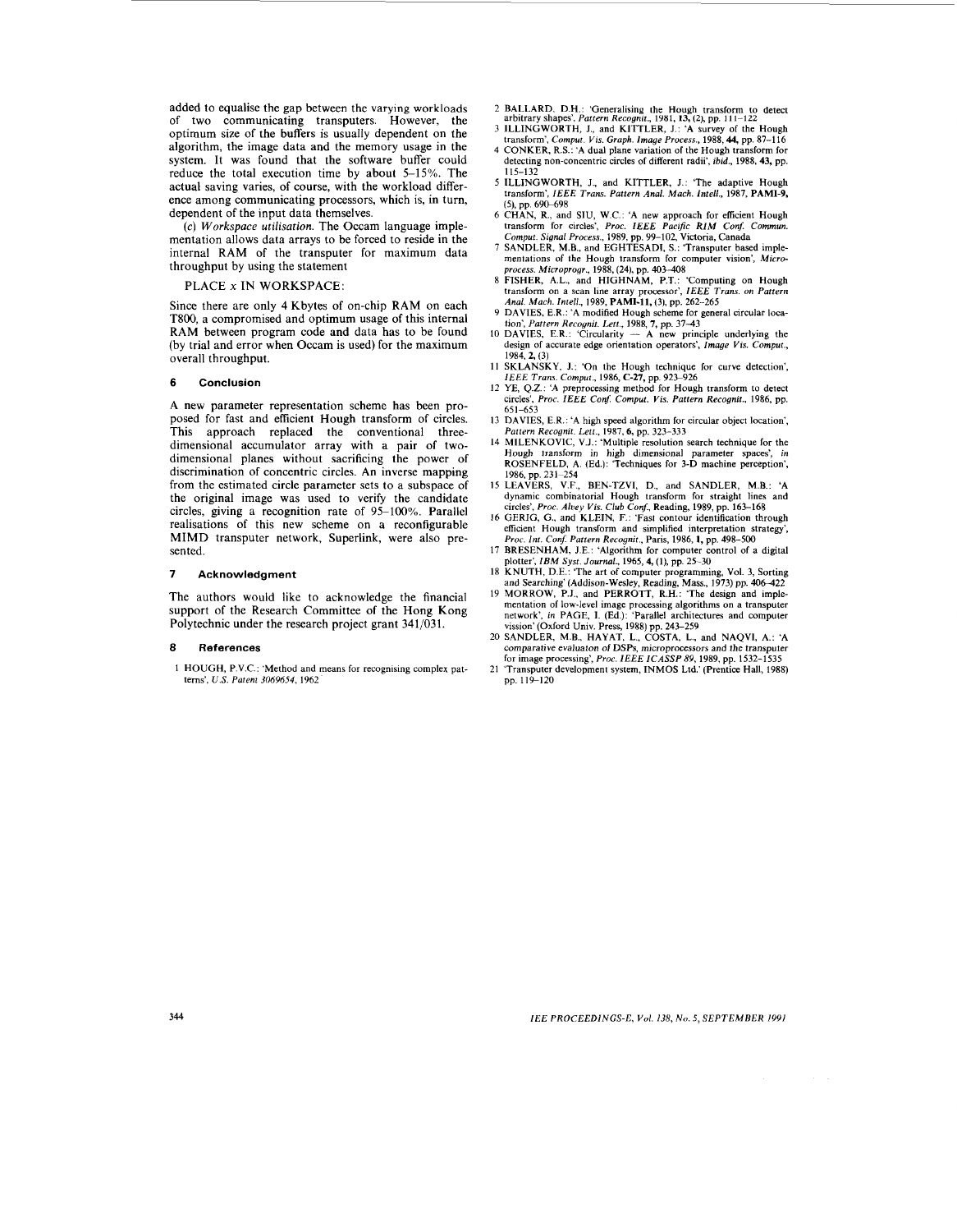added to equalise the gap between the varying workloads of two communicating transputers. However, the optimum size of the buffers is usually dependent on the algorithm, the image data and the memory usage in the system. It was found that the software buffer could reduce the total execution time by about 5–15%. The actual saving varies, of course, with the workload difference among communicating processors, which is, in turn, dependent of the input data themselves.

(c) *Workspace utilisation.* The Occam language implementation allows data arrays to be forced to reside in the internal RAM of the transputer for maximum data throughput by using the statement

PLACE $x$ IN WORKSPACE:

Since there are only 4 Kbytes of on-chip RAM on each T800, a compromised and optimum usage of this internal RAM between program code and data has to be found (by trial and error when Occam is used) for the maximum overall throughput.

## 6 Conclusion

A new parameter representation scheme has been proposed for fast and efficient Hough transform of circles. This approach replaced the conventional three-dimensional accumulator array with a pair of two-dimensional planes without sacrificing the power of discrimination of concentric circles. An inverse mapping from the estimated circle parameter sets to a subspace of the original image was used to verify the candidate circles, giving a recognition rate of 95–100%. Parallel realisations of this new scheme on a reconfigurable MIMD transputer network, Superlink, were also presented.

## 7 Acknowledgment

The authors would like to acknowledge the financial support of the Research Committee of the Hong Kong Polytechnic under the research project grant 341/031.

## 8 References

1 HOUGH, P.V.C.: 'Method and means for recognising complex patterns', *U.S. Patent 3069654*, 1962

2 BALLARD, D.H.: 'Generalising the Hough transform to detect arbitrary shapes', *Pattern Recognit.*, 1981, **13**, (2), pp. 111–122

3 ILLINGWORTH, J., and KITTLER, J.: 'A survey of the Hough transform', *Comput. Vis. Graph. Image Process.*, 1988, **44**, pp. 87–116

4 CONKER, R.S.: 'A dual plane variation of the Hough transform for detecting non-concentric circles of different radii', *ibid.*, 1988, **43**, pp. 115–132

5 ILLINGWORTH, J., and KITTLER, J.: 'The adaptive Hough transform', *IEEE Trans. Pattern Anal. Mach. Intell.*, 1987, **PAMI-9**, (5), pp. 690–698

6 CHAN, R., and SIU, W.C.: 'A new approach for efficient Hough transform for circles', *Proc. IEEE Pacific RIM Conf. Commun. Comput. Signal Process.*, 1989, pp. 99–102, Victoria, Canada

7 SANDLER, M.B., and EGHTESADI, S.: 'Transputer based implementations of the Hough transform for computer vision', *Microprocess. Microprogr.*, 1988, (24), pp. 403–408

8 FISHER, A.L., and HIGHNAM, P.T.: 'Computing on Hough transform on a scan line array processor', *IEEE Trans. on Pattern Anal. Mach. Intell.*, 1989, **PAMI-11**, (3), pp. 262–265

9 DAVIES, E.R.: 'A modified Hough scheme for general circular location', *Pattern Recognit. Lett.*, 1988, **7**, pp. 37–43

10 DAVIES, E.R.: 'Circularity — A new principle underlying the design of accurate edge orientation operators', *Image Vis. Comput.*, 1984, **2**, (3)

11 SKLANSKY, J.: 'On the Hough technique for curve detection', *IEEE Trans. Comput.*, 1986, **C-27**, pp. 923–926

12 YE, Q.Z.: 'A preprocessing method for Hough transform to detect circles', *Proc. IEEE Conf. Comput. Vis. Pattern Recognit.*, 1986, pp. 651–653

13 DAVIES, E.R.: 'A high speed algorithm for circular object location', *Pattern Recognit. Lett.*, 1987, **6**, pp. 323–333

14 MILENKOVIC, V.J.: 'Multiple resolution search technique for the Hough transform in high dimensional parameter spaces', *in* ROSENFELD, A. (Ed.): 'Techniques for 3-D machine perception', 1986, pp. 231–254

15 LEAVERS, V.F., BEN-TZVI, D., and SANDLER, M.B.: 'A dynamic combinatorial Hough transform for straight lines and circles', *Proc. Alvey Vis. Club Conf.*, Reading, 1989, pp. 163–168

16 GERIG, G., and KLEIN, F.: 'Fast contour identification through efficient Hough transform and simplified interpretation strategy', *Proc. Int. Conf. Pattern Recognit.*, Paris, 1986, **1**, pp. 498–500

17 BRESENHAM, J.E.: 'Algorithm for computer control of a digital plotter', *IBM Syst. Journal.*, 1965, **4**, (1), pp. 25–30

18 KNUTH, D.E.: 'The art of computer programming, Vol. 3, Sorting and Searching' (Addison-Wesley, Reading, Mass., 1973) pp. 406–422

19 MORROW, P.J., and PERROTT, R.H.: 'The design and implementation of low-level image processing algorithms on a transputer network', *in* PAGE, I. (Ed.): 'Parallel architectures and computer vission' (Oxford Univ. Press, 1988) pp. 243–259

20 SANDLER, M.B., HAYAT, L., COSTA, L., and NAQVI, A.: 'A comparative evaluaton of DSPs, microprocessors and the transputer for image processing', *Proc. IEEE ICASSP 89*, 1989, pp. 1532–1535

21 'Transputer development system, INMOS Ltd.' (Prentice Hall, 1988) pp. 119–120